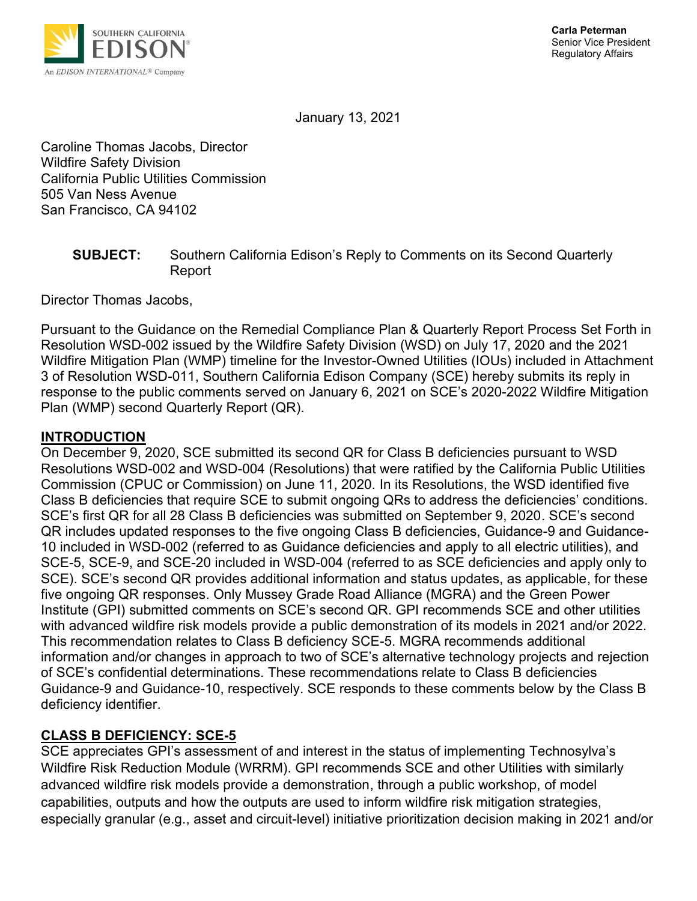SOUTHERN CALIFORNIA **EDISON**®
An *EDISON INTERNATIONAL*® Company

**Carla Peterman**
Senior Vice President
Regulatory Affairs

January 13, 2021

Caroline Thomas Jacobs, Director
Wildfire Safety Division
California Public Utilities Commission
505 Van Ness Avenue
San Francisco, CA 94102

**SUBJECT:** Southern California Edison's Reply to Comments on its Second Quarterly Report

Director Thomas Jacobs,

Pursuant to the Guidance on the Remedial Compliance Plan & Quarterly Report Process Set Forth in Resolution WSD-002 issued by the Wildfire Safety Division (WSD) on July 17, 2020 and the 2021 Wildfire Mitigation Plan (WMP) timeline for the Investor-Owned Utilities (IOUs) included in Attachment 3 of Resolution WSD-011, Southern California Edison Company (SCE) hereby submits its reply in response to the public comments served on January 6, 2021 on SCE's 2020-2022 Wildfire Mitigation Plan (WMP) second Quarterly Report (QR).

## INTRODUCTION

On December 9, 2020, SCE submitted its second QR for Class B deficiencies pursuant to WSD Resolutions WSD-002 and WSD-004 (Resolutions) that were ratified by the California Public Utilities Commission (CPUC or Commission) on June 11, 2020. In its Resolutions, the WSD identified five Class B deficiencies that require SCE to submit ongoing QRs to address the deficiencies' conditions. SCE's first QR for all 28 Class B deficiencies was submitted on September 9, 2020. SCE's second QR includes updated responses to the five ongoing Class B deficiencies, Guidance-9 and Guidance-10 included in WSD-002 (referred to as Guidance deficiencies and apply to all electric utilities), and SCE-5, SCE-9, and SCE-20 included in WSD-004 (referred to as SCE deficiencies and apply only to SCE). SCE's second QR provides additional information and status updates, as applicable, for these five ongoing QR responses. Only Mussey Grade Road Alliance (MGRA) and the Green Power Institute (GPI) submitted comments on SCE's second QR. GPI recommends SCE and other utilities with advanced wildfire risk models provide a public demonstration of its models in 2021 and/or 2022. This recommendation relates to Class B deficiency SCE-5. MGRA recommends additional information and/or changes in approach to two of SCE's alternative technology projects and rejection of SCE's confidential determinations. These recommendations relate to Class B deficiencies Guidance-9 and Guidance-10, respectively. SCE responds to these comments below by the Class B deficiency identifier.

## CLASS B DEFICIENCY: SCE-5

SCE appreciates GPI's assessment of and interest in the status of implementing Technosylva's Wildfire Risk Reduction Module (WRRM). GPI recommends SCE and other Utilities with similarly advanced wildfire risk models provide a demonstration, through a public workshop, of model capabilities, outputs and how the outputs are used to inform wildfire risk mitigation strategies, especially granular (e.g., asset and circuit-level) initiative prioritization decision making in 2021 and/or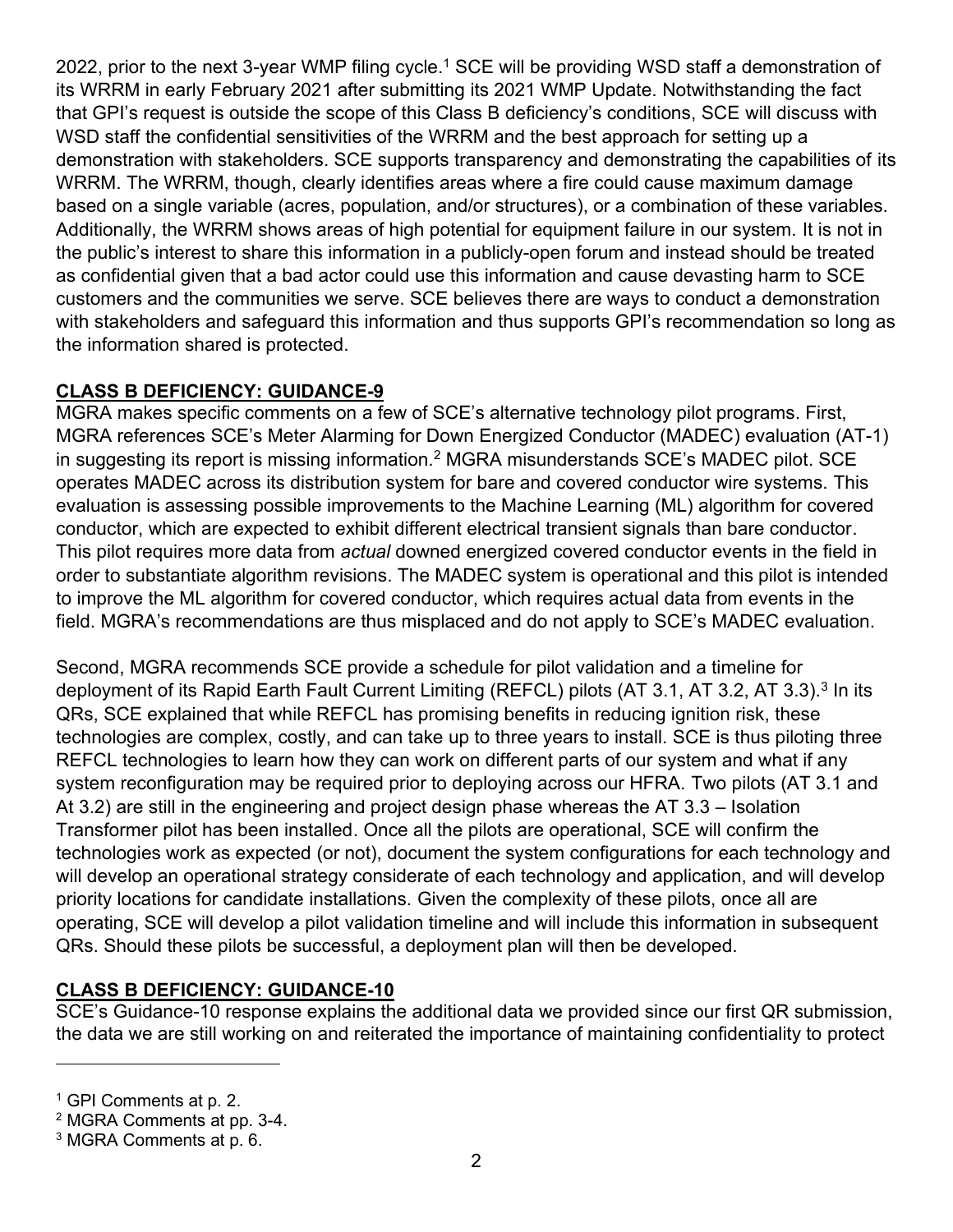2022, prior to the next 3-year WMP filing cycle.[1] SCE will be providing WSD staff a demonstration of its WRRM in early February 2021 after submitting its 2021 WMP Update. Notwithstanding the fact that GPI's request is outside the scope of this Class B deficiency's conditions, SCE will discuss with WSD staff the confidential sensitivities of the WRRM and the best approach for setting up a demonstration with stakeholders. SCE supports transparency and demonstrating the capabilities of its WRRM. The WRRM, though, clearly identifies areas where a fire could cause maximum damage based on a single variable (acres, population, and/or structures), or a combination of these variables. Additionally, the WRRM shows areas of high potential for equipment failure in our system. It is not in the public's interest to share this information in a publicly-open forum and instead should be treated as confidential given that a bad actor could use this information and cause devasting harm to SCE customers and the communities we serve. SCE believes there are ways to conduct a demonstration with stakeholders and safeguard this information and thus supports GPI's recommendation so long as the information shared is protected.

## CLASS B DEFICIENCY: GUIDANCE-9

MGRA makes specific comments on a few of SCE's alternative technology pilot programs. First, MGRA references SCE's Meter Alarming for Down Energized Conductor (MADEC) evaluation (AT-1) in suggesting its report is missing information.[2] MGRA misunderstands SCE's MADEC pilot. SCE operates MADEC across its distribution system for bare and covered conductor wire systems. This evaluation is assessing possible improvements to the Machine Learning (ML) algorithm for covered conductor, which are expected to exhibit different electrical transient signals than bare conductor. This pilot requires more data from *actual* downed energized covered conductor events in the field in order to substantiate algorithm revisions. The MADEC system is operational and this pilot is intended to improve the ML algorithm for covered conductor, which requires actual data from events in the field. MGRA's recommendations are thus misplaced and do not apply to SCE's MADEC evaluation.

Second, MGRA recommends SCE provide a schedule for pilot validation and a timeline for deployment of its Rapid Earth Fault Current Limiting (REFCL) pilots (AT 3.1, AT 3.2, AT 3.3).[3] In its QRs, SCE explained that while REFCL has promising benefits in reducing ignition risk, these technologies are complex, costly, and can take up to three years to install. SCE is thus piloting three REFCL technologies to learn how they can work on different parts of our system and what if any system reconfiguration may be required prior to deploying across our HFRA. Two pilots (AT 3.1 and At 3.2) are still in the engineering and project design phase whereas the AT 3.3 – Isolation Transformer pilot has been installed. Once all the pilots are operational, SCE will confirm the technologies work as expected (or not), document the system configurations for each technology and will develop an operational strategy considerate of each technology and application, and will develop priority locations for candidate installations. Given the complexity of these pilots, once all are operating, SCE will develop a pilot validation timeline and will include this information in subsequent QRs. Should these pilots be successful, a deployment plan will then be developed.

## CLASS B DEFICIENCY: GUIDANCE-10

SCE's Guidance-10 response explains the additional data we provided since our first QR submission, the data we are still working on and reiterated the importance of maintaining confidentiality to protect

---

[1] GPI Comments at p. 2.

[2] MGRA Comments at pp. 3-4.

[3] MGRA Comments at p. 6.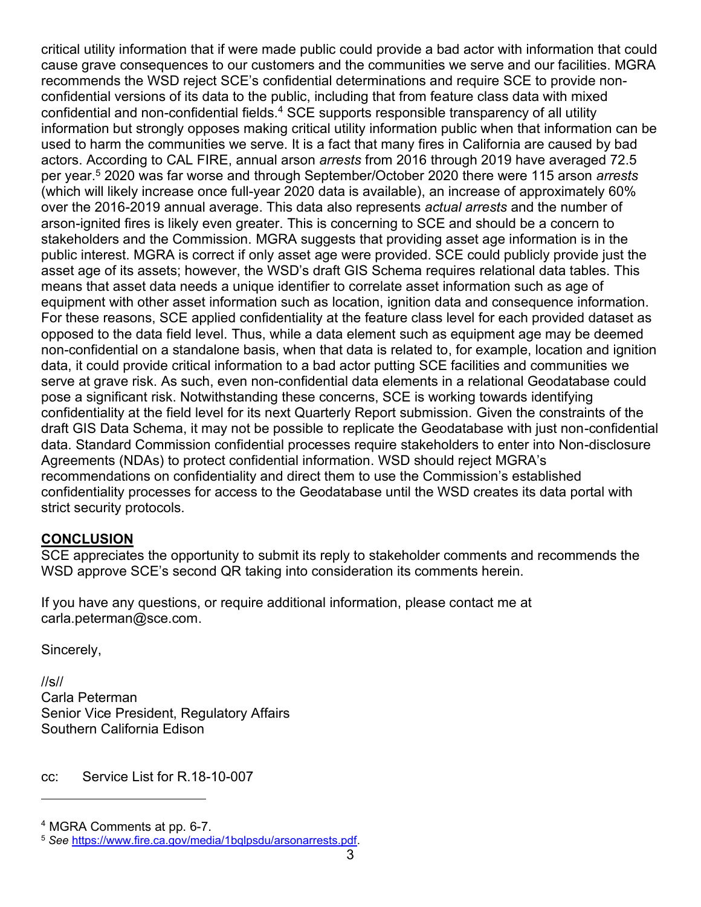critical utility information that if were made public could provide a bad actor with information that could cause grave consequences to our customers and the communities we serve and our facilities. MGRA recommends the WSD reject SCE's confidential determinations and require SCE to provide non-confidential versions of its data to the public, including that from feature class data with mixed confidential and non-confidential fields.[4] SCE supports responsible transparency of all utility information but strongly opposes making critical utility information public when that information can be used to harm the communities we serve. It is a fact that many fires in California are caused by bad actors. According to CAL FIRE, annual arson *arrests* from 2016 through 2019 have averaged 72.5 per year.[5] 2020 was far worse and through September/October 2020 there were 115 arson *arrests* (which will likely increase once full-year 2020 data is available), an increase of approximately 60% over the 2016-2019 annual average. This data also represents *actual arrests* and the number of arson-ignited fires is likely even greater. This is concerning to SCE and should be a concern to stakeholders and the Commission. MGRA suggests that providing asset age information is in the public interest. MGRA is correct if only asset age were provided. SCE could publicly provide just the asset age of its assets; however, the WSD's draft GIS Schema requires relational data tables. This means that asset data needs a unique identifier to correlate asset information such as age of equipment with other asset information such as location, ignition data and consequence information. For these reasons, SCE applied confidentiality at the feature class level for each provided dataset as opposed to the data field level. Thus, while a data element such as equipment age may be deemed non-confidential on a standalone basis, when that data is related to, for example, location and ignition data, it could provide critical information to a bad actor putting SCE facilities and communities we serve at grave risk. As such, even non-confidential data elements in a relational Geodatabase could pose a significant risk. Notwithstanding these concerns, SCE is working towards identifying confidentiality at the field level for its next Quarterly Report submission. Given the constraints of the draft GIS Data Schema, it may not be possible to replicate the Geodatabase with just non-confidential data. Standard Commission confidential processes require stakeholders to enter into Non-disclosure Agreements (NDAs) to protect confidential information. WSD should reject MGRA's recommendations on confidentiality and direct them to use the Commission's established confidentiality processes for access to the Geodatabase until the WSD creates its data portal with strict security protocols.

## CONCLUSION

SCE appreciates the opportunity to submit its reply to stakeholder comments and recommends the WSD approve SCE's second QR taking into consideration its comments herein.

If you have any questions, or require additional information, please contact me at carla.peterman@sce.com.

Sincerely,

//s//
Carla Peterman
Senior Vice President, Regulatory Affairs
Southern California Edison

cc: Service List for R.18-10-007

---

[4] MGRA Comments at pp. 6-7.

[5] *See* https://www.fire.ca.gov/media/1bqlpsdu/arsonarrests.pdf.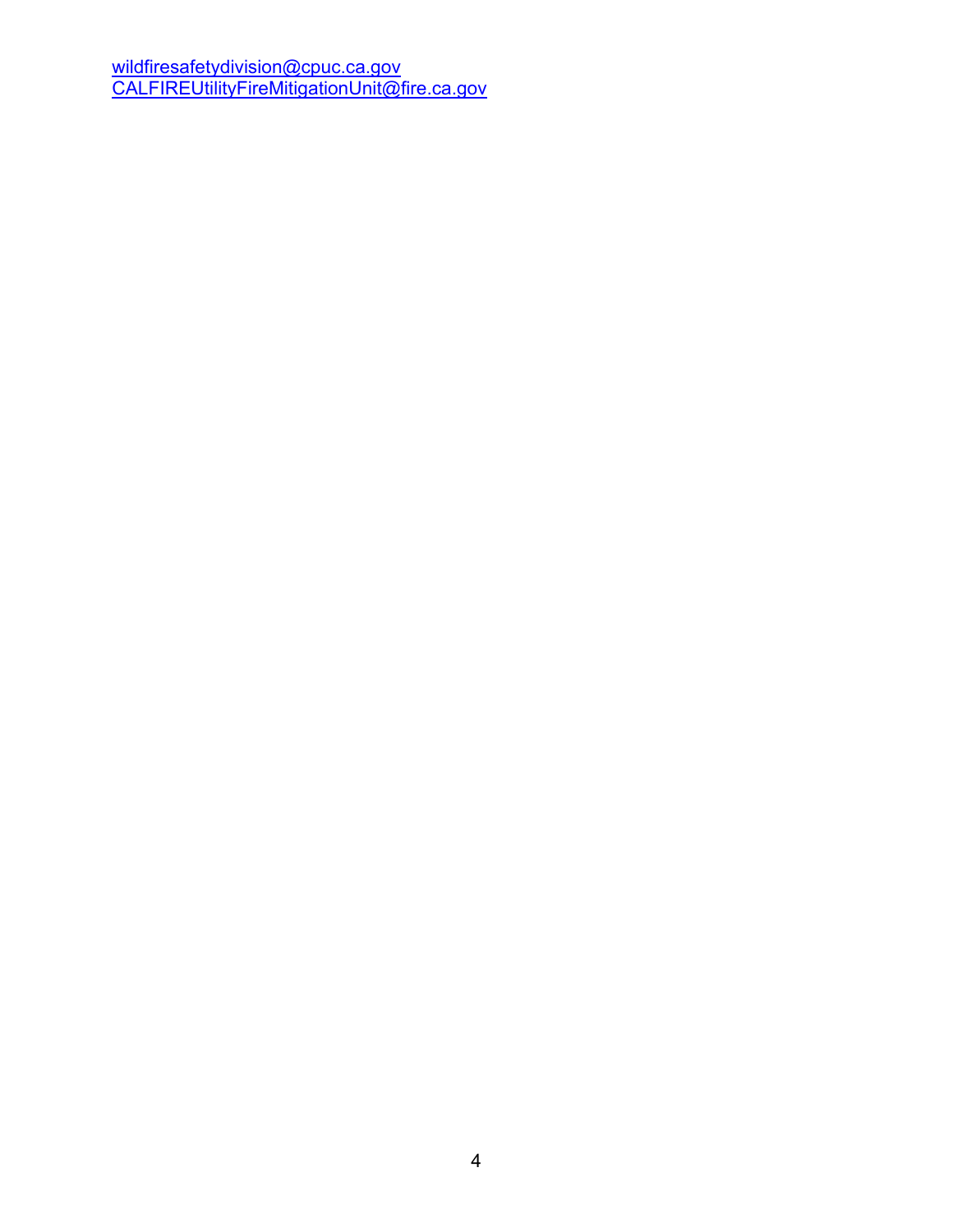wildfiresafetydivision@cpuc.ca.gov
CALFIREUtilityFireMitigationUnit@fire.ca.gov